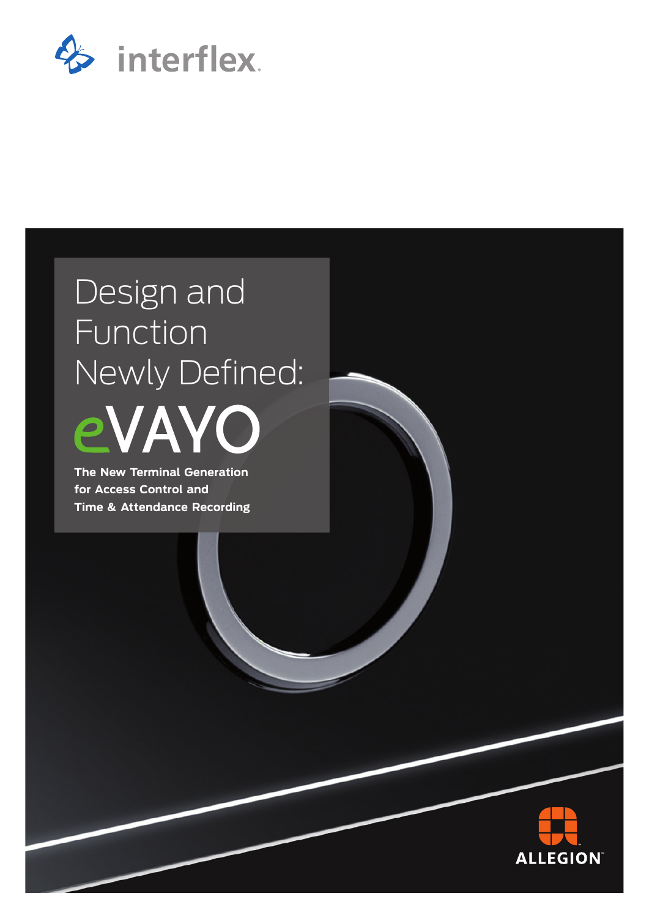interflex

# Design and Function Newly Defined: eVAYO

**The New Terminal Generation for Access Control and Time & Attendance Recording**

ALLEGION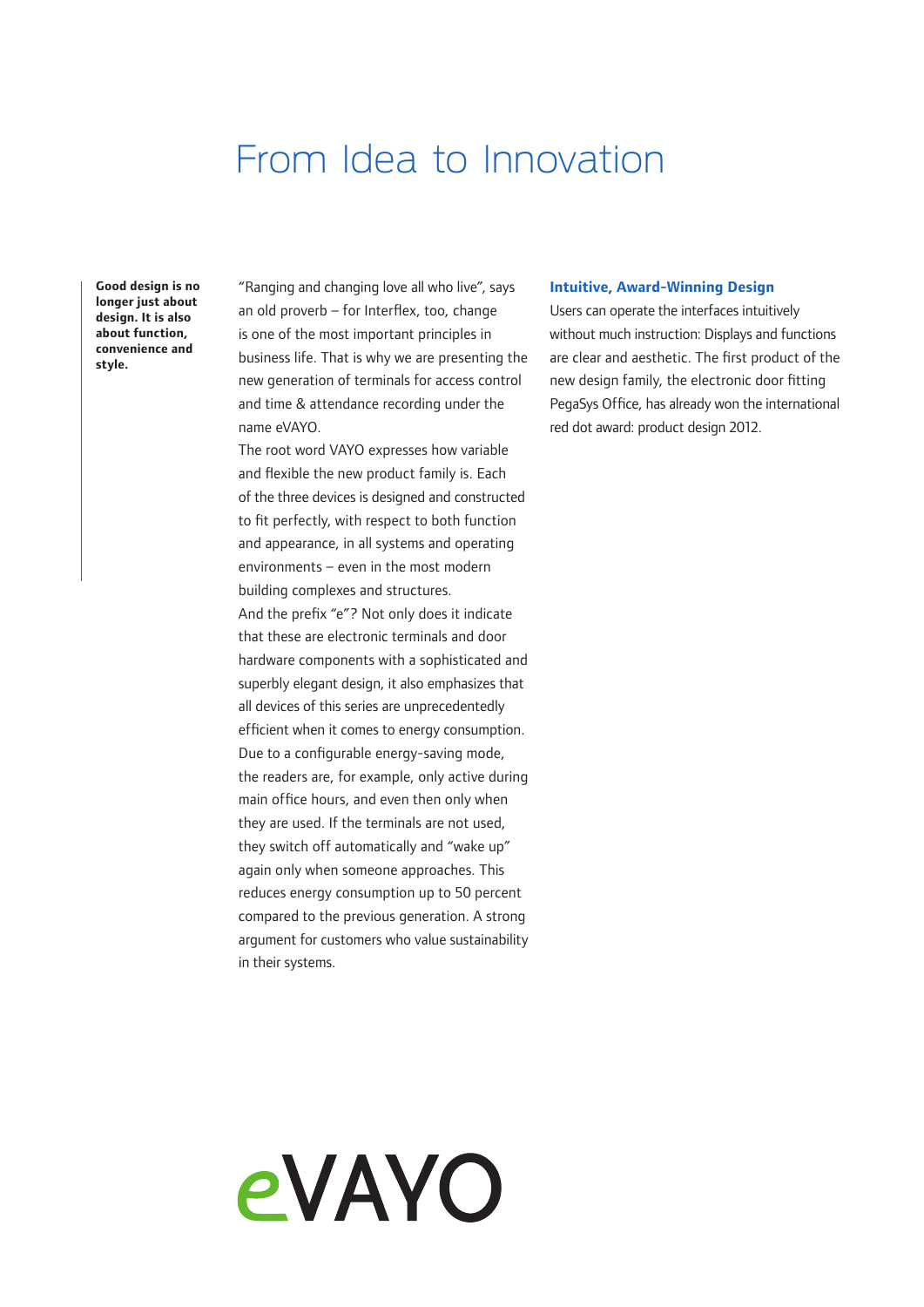# From Idea to Innovation

**Good design is no longer just about design. It is also about function, convenience and style.**

“Ranging and changing love all who live”, says an old proverb – for Interflex, too, change is one of the most important principles in business life. That is why we are presenting the new generation of terminals for access control and time & attendance recording under the name eVAYO.

The root word VAYO expresses how variable and flexible the new product family is. Each of the three devices is designed and constructed to fit perfectly, with respect to both function and appearance, in all systems and operating environments – even in the most modern building complexes and structures.

And the prefix “e”? Not only does it indicate that these are electronic terminals and door hardware components with a sophisticated and superbly elegant design, it also emphasizes that all devices of this series are unprecedentedly efficient when it comes to energy consumption. Due to a configurable energy-saving mode, the readers are, for example, only active during main office hours, and even then only when they are used. If the terminals are not used, they switch off automatically and “wake up” again only when someone approaches. This reduces energy consumption up to 50 percent compared to the previous generation. A strong argument for customers who value sustainability in their systems.

## Intuitive, Award-Winning Design

Users can operate the interfaces intuitively without much instruction: Displays and functions are clear and aesthetic. The first product of the new design family, the electronic door fitting PegaSys Office, has already won the international red dot award: product design 2012.

eVAYO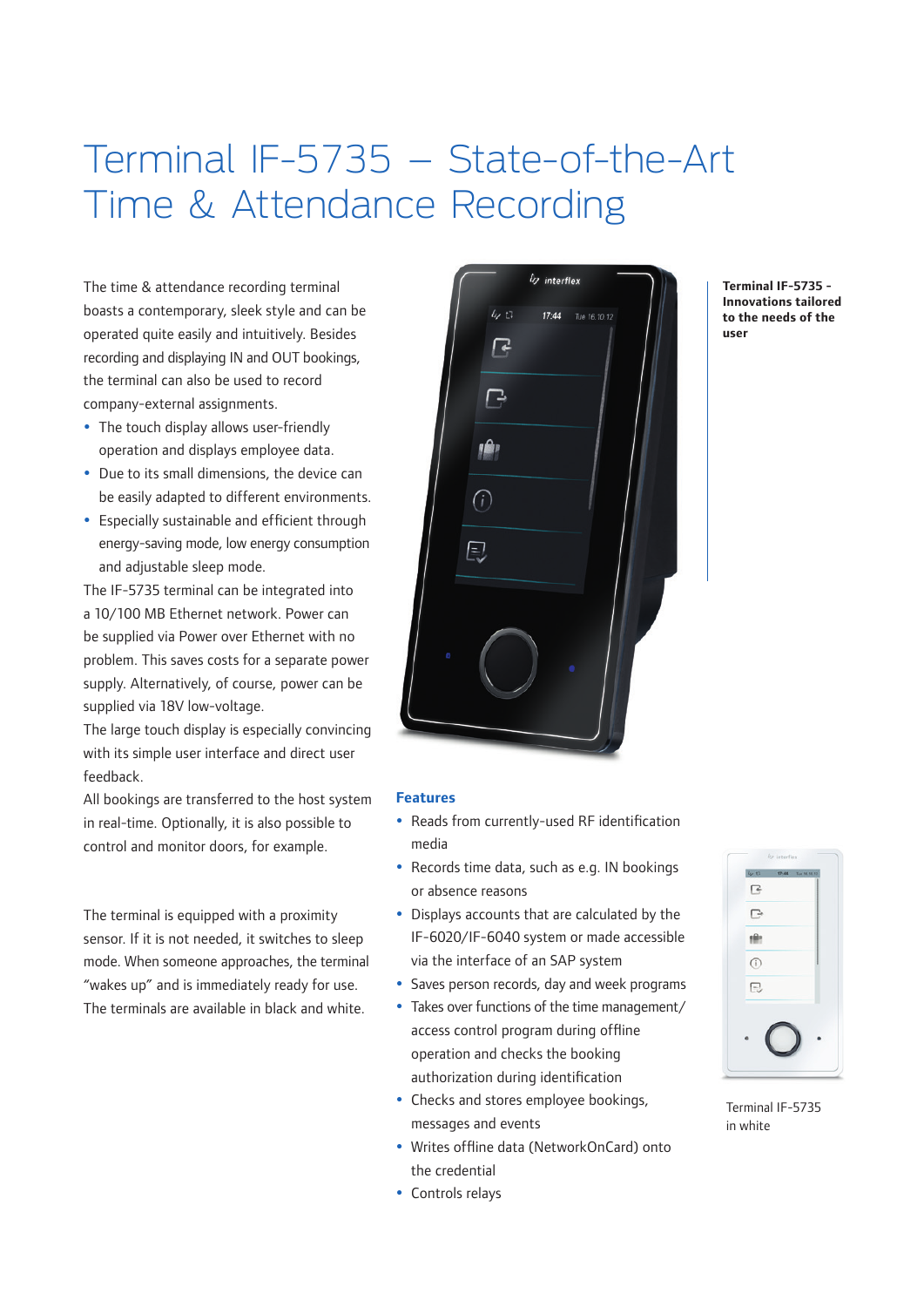# Terminal IF-5735 – State-of-the-Art Time & Attendance Recording

The time & attendance recording terminal boasts a contemporary, sleek style and can be operated quite easily and intuitively. Besides recording and displaying IN and OUT bookings, the terminal can also be used to record company-external assignments.

- The touch display allows user-friendly operation and displays employee data.
- Due to its small dimensions, the device can be easily adapted to different environments.
- Especially sustainable and efficient through energy-saving mode, low energy consumption and adjustable sleep mode.

The IF-5735 terminal can be integrated into a 10/100 MB Ethernet network. Power can be supplied via Power over Ethernet with no problem. This saves costs for a separate power supply. Alternatively, of course, power can be supplied via 18V low-voltage.

The large touch display is especially convincing with its simple user interface and direct user feedback.

All bookings are transferred to the host system in real-time. Optionally, it is also possible to control and monitor doors, for example.

The terminal is equipped with a proximity sensor. If it is not needed, it switches to sleep mode. When someone approaches, the terminal "wakes up" and is immediately ready for use. The terminals are available in black and white.

**Terminal IF-5735 - Innovations tailored to the needs of the user**

### Features

- Reads from currently-used RF identification media
- Records time data, such as e.g. IN bookings or absence reasons
- Displays accounts that are calculated by the IF-6020/IF-6040 system or made accessible via the interface of an SAP system
- Saves person records, day and week programs
- Takes over functions of the time management/ access control program during offline operation and checks the booking authorization during identification
- Checks and stores employee bookings, messages and events
- Writes offline data (NetworkOnCard) onto the credential
- Controls relays

Terminal IF-5735 in white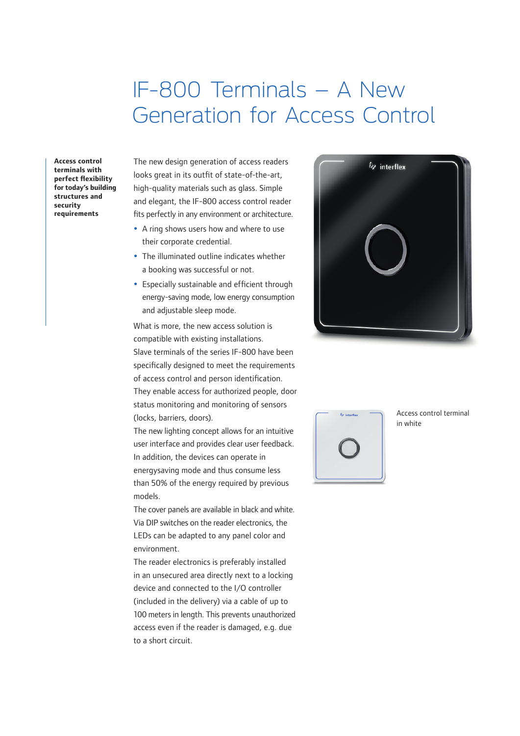# IF-800 Terminals – A New Generation for Access Control

**Access control terminals with perfect flexibility for today's building structures and security requirements**

The new design generation of access readers looks great in its outfit of state-of-the-art, high-quality materials such as glass. Simple and elegant, the IF-800 access control reader fits perfectly in any environment or architecture.

- A ring shows users how and where to use their corporate credential.
- The illuminated outline indicates whether a booking was successful or not.
- Especially sustainable and efficient through energy-saving mode, low energy consumption and adjustable sleep mode.

What is more, the new access solution is compatible with existing installations.

Slave terminals of the series IF-800 have been specifically designed to meet the requirements of access control and person identification. They enable access for authorized people, door status monitoring and monitoring of sensors (locks, barriers, doors).

The new lighting concept allows for an intuitive user interface and provides clear user feedback. In addition, the devices can operate in energysaving mode and thus consume less than 50% of the energy required by previous models.

The cover panels are available in black and white. Via DIP switches on the reader electronics, the LEDs can be adapted to any panel color and environment.

The reader electronics is preferably installed in an unsecured area directly next to a locking device and connected to the I/O controller (included in the delivery) via a cable of up to 100 meters in length. This prevents unauthorized access even if the reader is damaged, e.g. due to a short circuit.

Access control terminal in white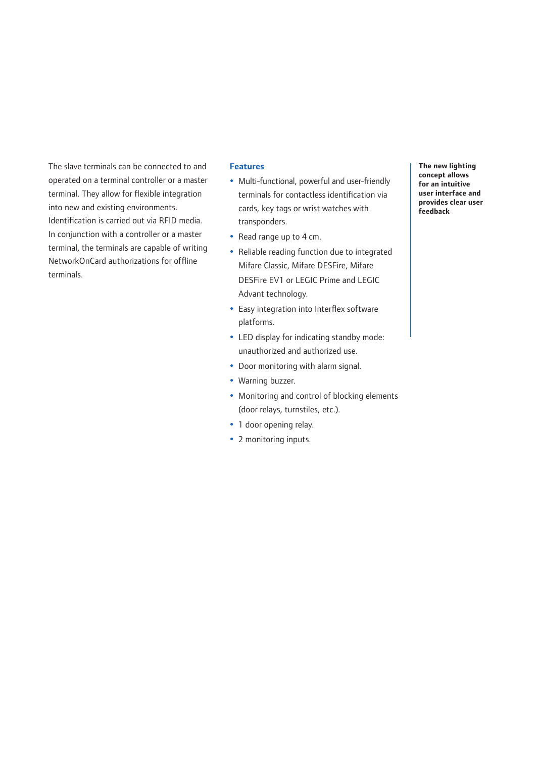The slave terminals can be connected to and operated on a terminal controller or a master terminal. They allow for flexible integration into new and existing environments. Identification is carried out via RFID media. In conjunction with a controller or a master terminal, the terminals are capable of writing NetworkOnCard authorizations for offline terminals.

### Features

- Multi-functional, powerful and user-friendly terminals for contactless identification via cards, key tags or wrist watches with transponders.
- Read range up to 4 cm.
- Reliable reading function due to integrated Mifare Classic, Mifare DESFire, Mifare DESFire EV1 or LEGIC Prime and LEGIC Advant technology.
- Easy integration into Interflex software platforms.
- LED display for indicating standby mode: unauthorized and authorized use.
- Door monitoring with alarm signal.
- Warning buzzer.
- Monitoring and control of blocking elements (door relays, turnstiles, etc.).
- 1 door opening relay.
- 2 monitoring inputs.

**The new lighting concept allows for an intuitive user interface and provides clear user feedback**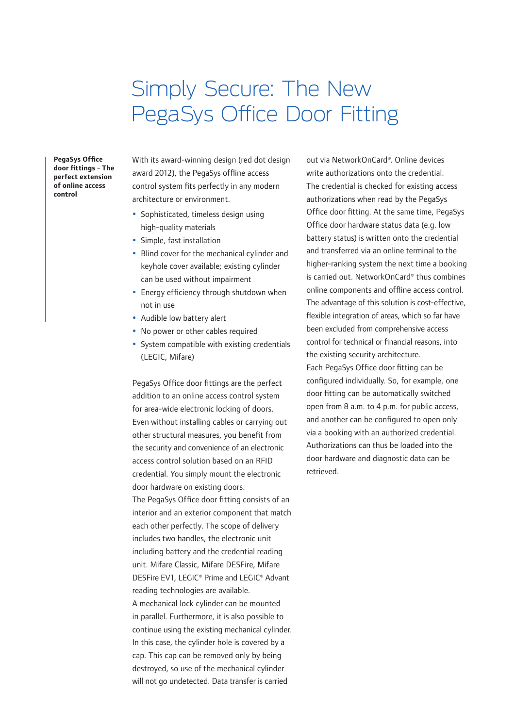# Simply Secure: The New PegaSys Office Door Fitting

**PegaSys Office door fittings - The perfect extension of online access control**

With its award-winning design (red dot design award 2012), the PegaSys offline access control system fits perfectly in any modern architecture or environment.

- Sophisticated, timeless design using high-quality materials
- Simple, fast installation
- Blind cover for the mechanical cylinder and keyhole cover available; existing cylinder can be used without impairment
- Energy efficiency through shutdown when not in use
- Audible low battery alert
- No power or other cables required
- System compatible with existing credentials (LEGIC, Mifare)

PegaSys Office door fittings are the perfect addition to an online access control system for area-wide electronic locking of doors. Even without installing cables or carrying out other structural measures, you benefit from the security and convenience of an electronic access control solution based on an RFID credential. You simply mount the electronic door hardware on existing doors.
The PegaSys Office door fitting consists of an interior and an exterior component that match each other perfectly. The scope of delivery includes two handles, the electronic unit including battery and the credential reading unit. Mifare Classic, Mifare DESFire, Mifare DESFire EV1, LEGIC® Prime and LEGIC® Advant reading technologies are available.
A mechanical lock cylinder can be mounted in parallel. Furthermore, it is also possible to continue using the existing mechanical cylinder. In this case, the cylinder hole is covered by a cap. This cap can be removed only by being destroyed, so use of the mechanical cylinder will not go undetected. Data transfer is carried out via NetworkOnCard®. Online devices write authorizations onto the credential. The credential is checked for existing access authorizations when read by the PegaSys Office door fitting. At the same time, PegaSys Office door hardware status data (e.g. low battery status) is written onto the credential and transferred via an online terminal to the higher-ranking system the next time a booking is carried out. NetworkOnCard® thus combines online components and offline access control. The advantage of this solution is cost-effective, flexible integration of areas, which so far have been excluded from comprehensive access control for technical or financial reasons, into the existing security architecture.
Each PegaSys Office door fitting can be configured individually. So, for example, one door fitting can be automatically switched open from 8 a.m. to 4 p.m. for public access, and another can be configured to open only via a booking with an authorized credential. Authorizations can thus be loaded into the door hardware and diagnostic data can be retrieved.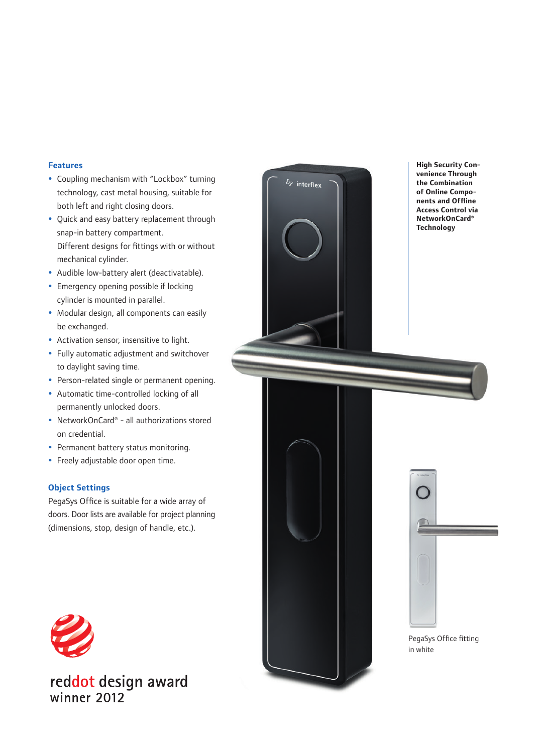## Features

- Coupling mechanism with "Lockbox" turning technology, cast metal housing, suitable for both left and right closing doors.
- Quick and easy battery replacement through snap-in battery compartment.
  Different designs for fittings with or without mechanical cylinder.
- Audible low-battery alert (deactivatable).
- Emergency opening possible if locking cylinder is mounted in parallel.
- Modular design, all components can easily be exchanged.
- Activation sensor, insensitive to light.
- Fully automatic adjustment and switchover to daylight saving time.
- Person-related single or permanent opening.
- Automatic time-controlled locking of all permanently unlocked doors.
- NetworkOnCard® - all authorizations stored on credential.
- Permanent battery status monitoring.
- Freely adjustable door open time.

## Object Settings

PegaSys Office is suitable for a wide array of doors. Door lists are available for project planning (dimensions, stop, design of handle, etc.).

reddot design award
winner 2012

**High Security Convenience Through the Combination of Online Components and Offline Access Control via NetworkOnCard® Technology**

PegaSys Office fitting in white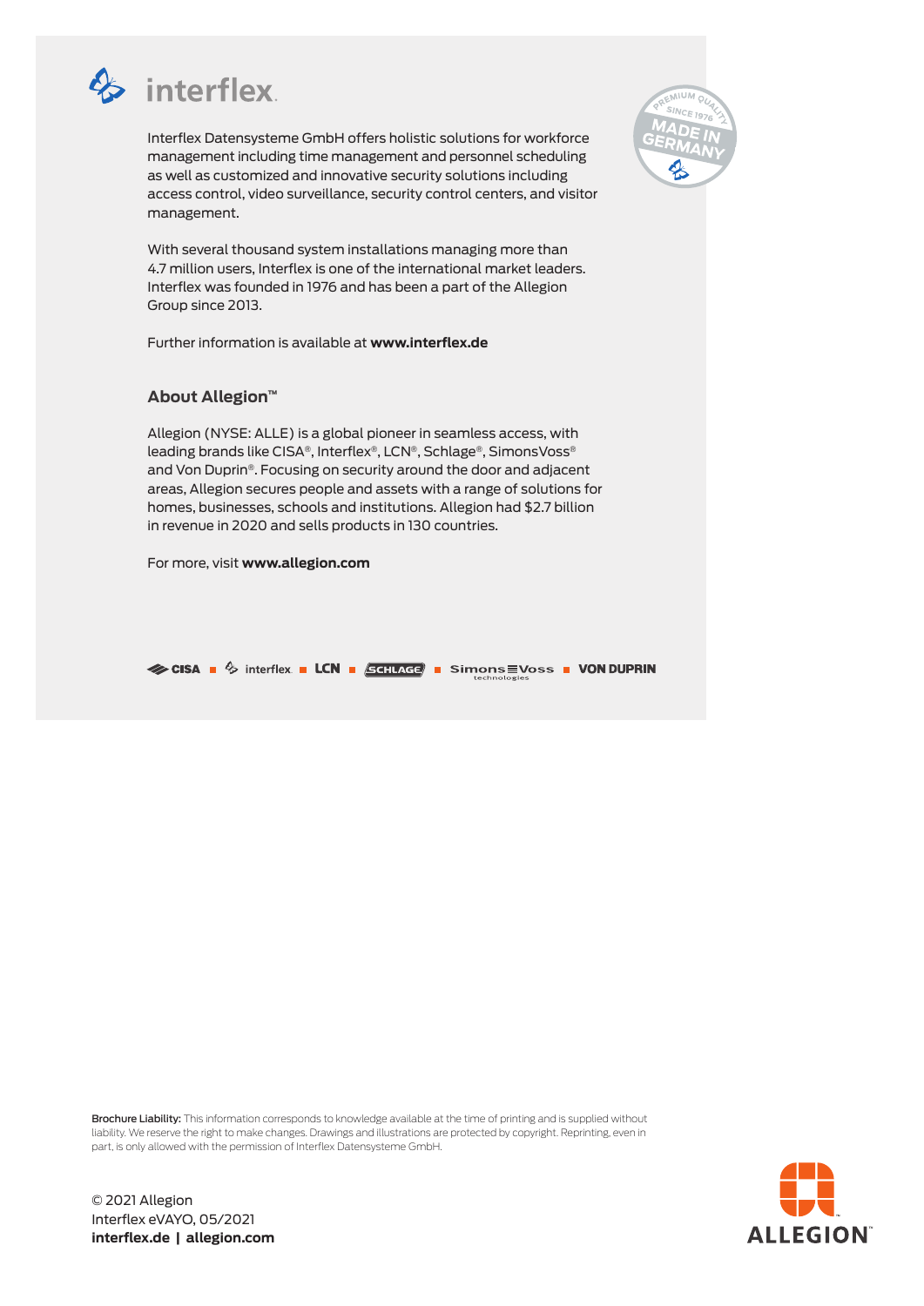# interflex

Interflex Datensysteme GmbH offers holistic solutions for workforce management including time management and personnel scheduling as well as customized and innovative security solutions including access control, video surveillance, security control centers, and visitor management.

With several thousand system installations managing more than 4.7 million users, Interflex is one of the international market leaders. Interflex was founded in 1976 and has been a part of the Allegion Group since 2013.

Further information is available at **www.interflex.de**

PREMIUM QUALITY SINCE 1976 MADE IN GERMANY

## About Allegion™

Allegion (NYSE: ALLE) is a global pioneer in seamless access, with leading brands like CISA®, Interflex®, LCN®, Schlage®, SimonsVoss® and Von Duprin®. Focusing on security around the door and adjacent areas, Allegion secures people and assets with a range of solutions for homes, businesses, schools and institutions. Allegion had $2.7 billion in revenue in 2020 and sells products in 130 countries.

For more, visit **www.allegion.com**

CISA ■ interflex ■ LCN ■ SCHLAGE ■ SimonsVoss technologies ■ VON DUPRIN

**Brochure Liability:** This information corresponds to knowledge available at the time of printing and is supplied without liability. We reserve the right to make changes. Drawings and illustrations are protected by copyright. Reprinting, even in part, is only allowed with the permission of Interflex Datensysteme GmbH.

© 2021 Allegion
Interflex eVAYO, 05/2021
**interflex.de | allegion.com**

ALLEGION™